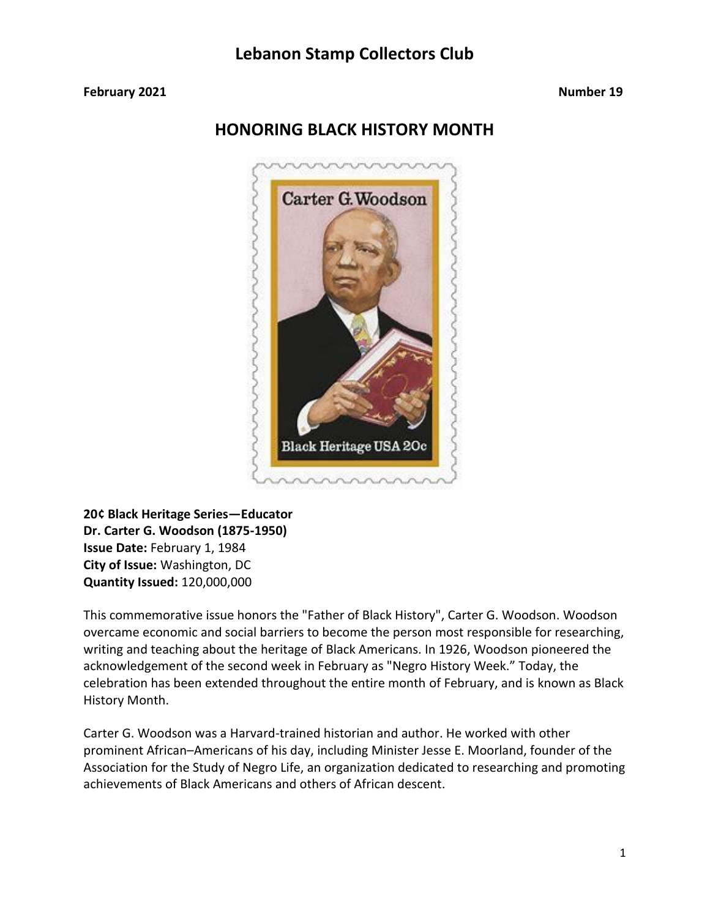# Lebanon Stamp Collectors Club

**February 2021** **Number 19**

## HONORING BLACK HISTORY MONTH

**20¢ Black Heritage Series—Educator**
**Dr. Carter G. Woodson (1875-1950)**
**Issue Date:** February 1, 1984
**City of Issue:** Washington, DC
**Quantity Issued:** 120,000,000

This commemorative issue honors the "Father of Black History", Carter G. Woodson. Woodson overcame economic and social barriers to become the person most responsible for researching, writing and teaching about the heritage of Black Americans. In 1926, Woodson pioneered the acknowledgement of the second week in February as "Negro History Week." Today, the celebration has been extended throughout the entire month of February, and is known as Black History Month.

Carter G. Woodson was a Harvard-trained historian and author. He worked with other prominent African–Americans of his day, including Minister Jesse E. Moorland, founder of the Association for the Study of Negro Life, an organization dedicated to researching and promoting achievements of Black Americans and others of African descent.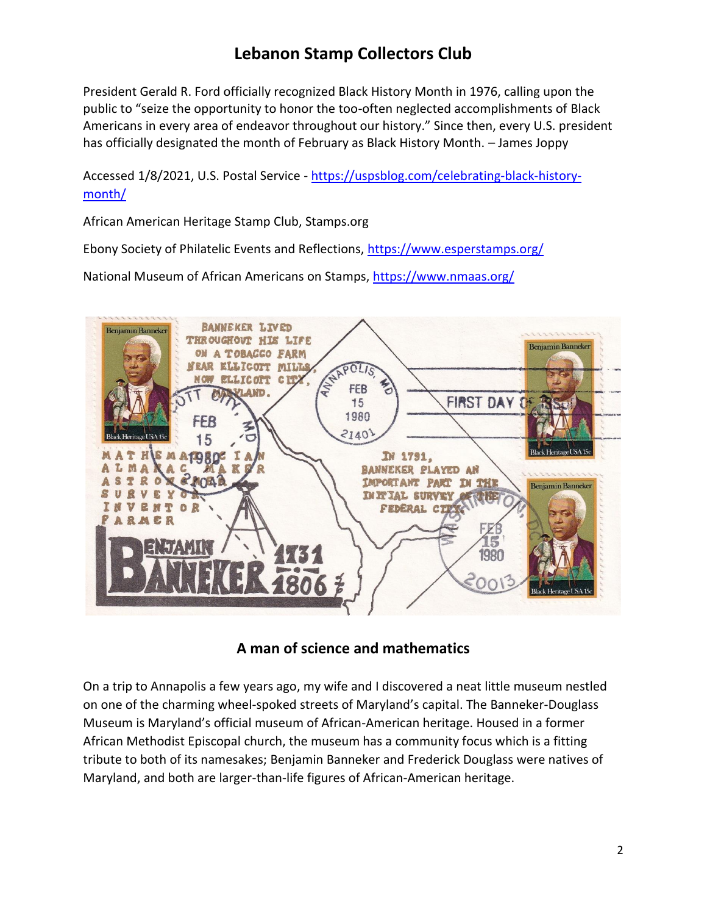President Gerald R. Ford officially recognized Black History Month in 1976, calling upon the public to "seize the opportunity to honor the too-often neglected accomplishments of Black Americans in every area of endeavor throughout our history." Since then, every U.S. president has officially designated the month of February as Black History Month. – James Joppy

Accessed 1/8/2021, U.S. Postal Service - https://uspsblog.com/celebrating-black-history-month/

African American Heritage Stamp Club, Stamps.org

Ebony Society of Philatelic Events and Reflections, https://www.esperstamps.org/

National Museum of African Americans on Stamps, https://www.nmaas.org/

## A man of science and mathematics

On a trip to Annapolis a few years ago, my wife and I discovered a neat little museum nestled on one of the charming wheel-spoked streets of Maryland's capital. The Banneker-Douglass Museum is Maryland's official museum of African-American heritage. Housed in a former African Methodist Episcopal church, the museum has a community focus which is a fitting tribute to both of its namesakes; Benjamin Banneker and Frederick Douglass were natives of Maryland, and both are larger-than-life figures of African-American heritage.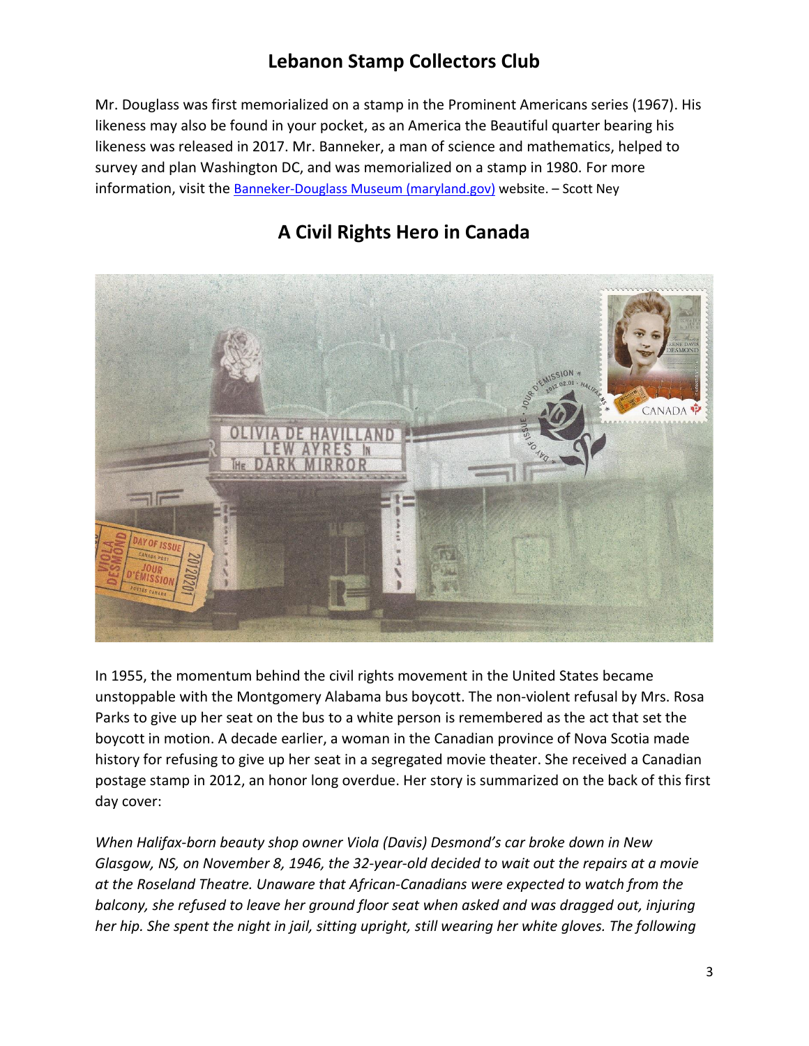Mr. Douglass was first memorialized on a stamp in the Prominent Americans series (1967). His likeness may also be found in your pocket, as an America the Beautiful quarter bearing his likeness was released in 2017. Mr. Banneker, a man of science and mathematics, helped to survey and plan Washington DC, and was memorialized on a stamp in 1980. For more information, visit the [Banneker-Douglass Museum (maryland.gov)]() website. – Scott Ney

## A Civil Rights Hero in Canada

In 1955, the momentum behind the civil rights movement in the United States became unstoppable with the Montgomery Alabama bus boycott. The non-violent refusal by Mrs. Rosa Parks to give up her seat on the bus to a white person is remembered as the act that set the boycott in motion. A decade earlier, a woman in the Canadian province of Nova Scotia made history for refusing to give up her seat in a segregated movie theater. She received a Canadian postage stamp in 2012, an honor long overdue. Her story is summarized on the back of this first day cover:

*When Halifax-born beauty shop owner Viola (Davis) Desmond's car broke down in New Glasgow, NS, on November 8, 1946, the 32-year-old decided to wait out the repairs at a movie at the Roseland Theatre. Unaware that African-Canadians were expected to watch from the balcony, she refused to leave her ground floor seat when asked and was dragged out, injuring her hip. She spent the night in jail, sitting upright, still wearing her white gloves. The following*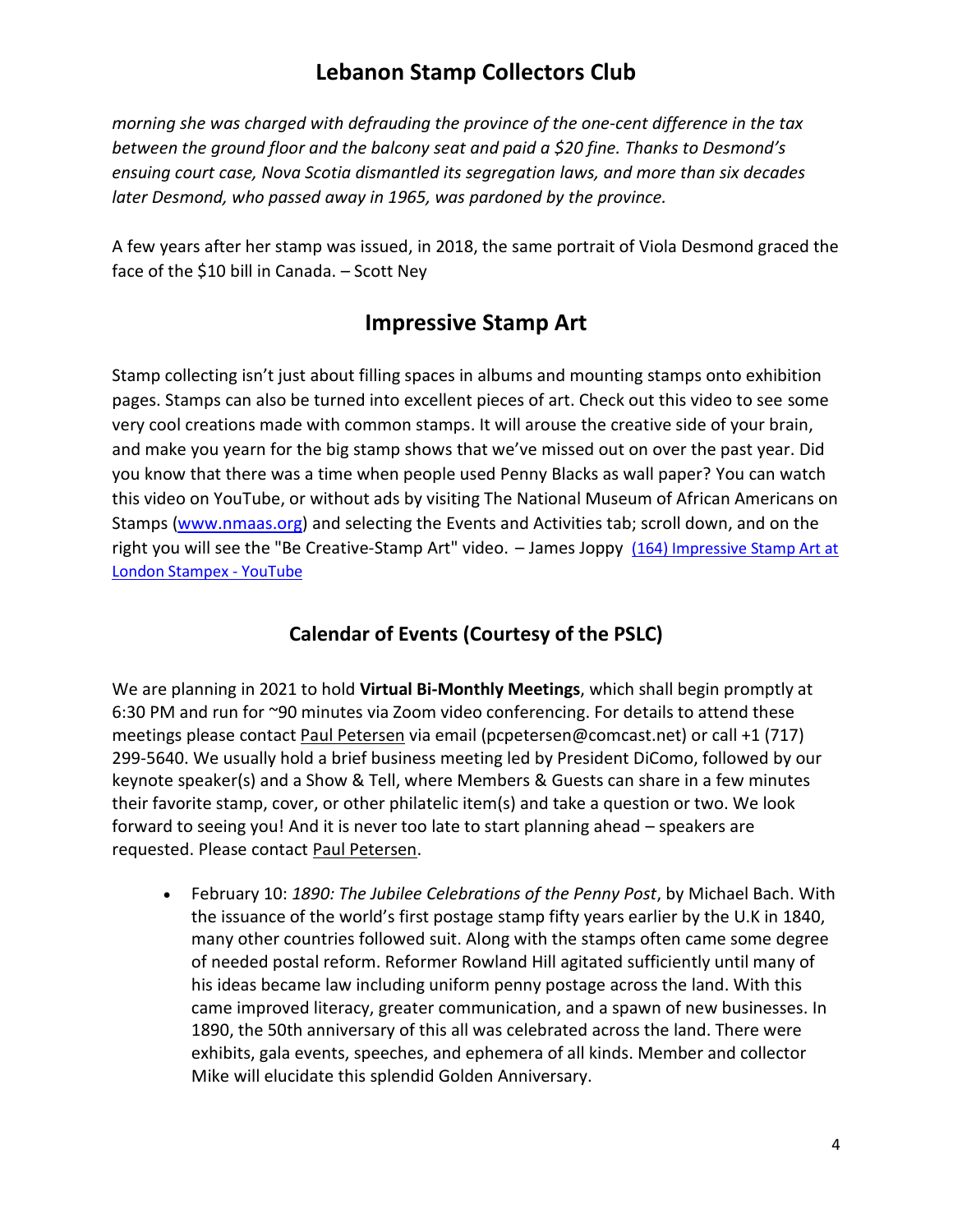*morning she was charged with defrauding the province of the one-cent difference in the tax between the ground floor and the balcony seat and paid a $20 fine. Thanks to Desmond's ensuing court case, Nova Scotia dismantled its segregation laws, and more than six decades later Desmond, who passed away in 1965, was pardoned by the province.*

A few years after her stamp was issued, in 2018, the same portrait of Viola Desmond graced the face of the $10 bill in Canada. – Scott Ney

## Impressive Stamp Art

Stamp collecting isn't just about filling spaces in albums and mounting stamps onto exhibition pages. Stamps can also be turned into excellent pieces of art. Check out this video to see some very cool creations made with common stamps. It will arouse the creative side of your brain, and make you yearn for the big stamp shows that we've missed out on over the past year. Did you know that there was a time when people used Penny Blacks as wall paper? You can watch this video on YouTube, or without ads by visiting The National Museum of African Americans on Stamps (www.nmaas.org) and selecting the Events and Activities tab; scroll down, and on the right you will see the "Be Creative-Stamp Art" video. – James Joppy (164) Impressive Stamp Art at London Stampex - YouTube

### Calendar of Events (Courtesy of the PSLC)

We are planning in 2021 to hold **Virtual Bi-Monthly Meetings**, which shall begin promptly at 6:30 PM and run for ~90 minutes via Zoom video conferencing. For details to attend these meetings please contact Paul Petersen via email (pcpetersen@comcast.net) or call +1 (717) 299-5640. We usually hold a brief business meeting led by President DiComo, followed by our keynote speaker(s) and a Show & Tell, where Members & Guests can share in a few minutes their favorite stamp, cover, or other philatelic item(s) and take a question or two. We look forward to seeing you! And it is never too late to start planning ahead – speakers are requested. Please contact Paul Petersen.

- February 10: *1890: The Jubilee Celebrations of the Penny Post*, by Michael Bach. With the issuance of the world's first postage stamp fifty years earlier by the U.K in 1840, many other countries followed suit. Along with the stamps often came some degree of needed postal reform. Reformer Rowland Hill agitated sufficiently until many of his ideas became law including uniform penny postage across the land. With this came improved literacy, greater communication, and a spawn of new businesses. In 1890, the 50th anniversary of this all was celebrated across the land. There were exhibits, gala events, speeches, and ephemera of all kinds. Member and collector Mike will elucidate this splendid Golden Anniversary.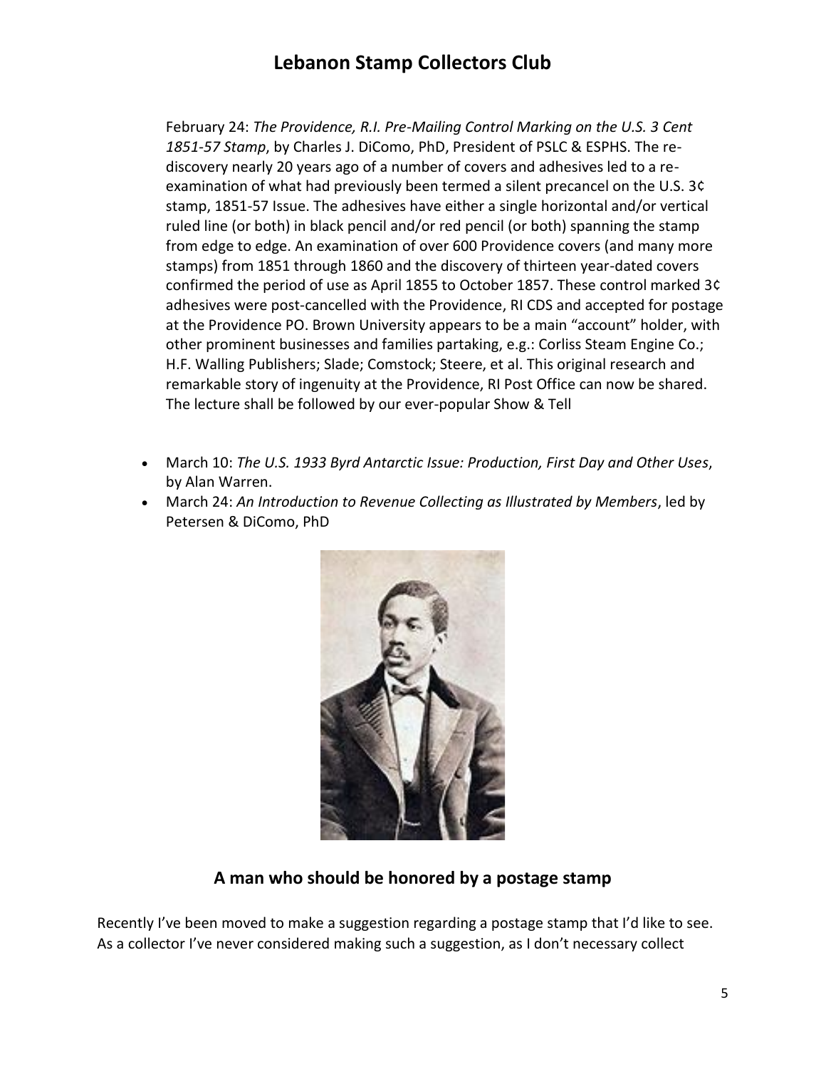February 24: *The Providence, R.I. Pre-Mailing Control Marking on the U.S. 3 Cent 1851-57 Stamp*, by Charles J. DiComo, PhD, President of PSLC & ESPHS. The re-discovery nearly 20 years ago of a number of covers and adhesives led to a re-examination of what had previously been termed a silent precancel on the U.S. 3¢ stamp, 1851-57 Issue. The adhesives have either a single horizontal and/or vertical ruled line (or both) in black pencil and/or red pencil (or both) spanning the stamp from edge to edge. An examination of over 600 Providence covers (and many more stamps) from 1851 through 1860 and the discovery of thirteen year-dated covers confirmed the period of use as April 1855 to October 1857. These control marked 3¢ adhesives were post-cancelled with the Providence, RI CDS and accepted for postage at the Providence PO. Brown University appears to be a main "account" holder, with other prominent businesses and families partaking, e.g.: Corliss Steam Engine Co.; H.F. Walling Publishers; Slade; Comstock; Steere, et al. This original research and remarkable story of ingenuity at the Providence, RI Post Office can now be shared. The lecture shall be followed by our ever-popular Show & Tell

- March 10: *The U.S. 1933 Byrd Antarctic Issue: Production, First Day and Other Uses*, by Alan Warren.
- March 24: *An Introduction to Revenue Collecting as Illustrated by Members*, led by Petersen & DiComo, PhD

## A man who should be honored by a postage stamp

Recently I've been moved to make a suggestion regarding a postage stamp that I'd like to see. As a collector I've never considered making such a suggestion, as I don't necessary collect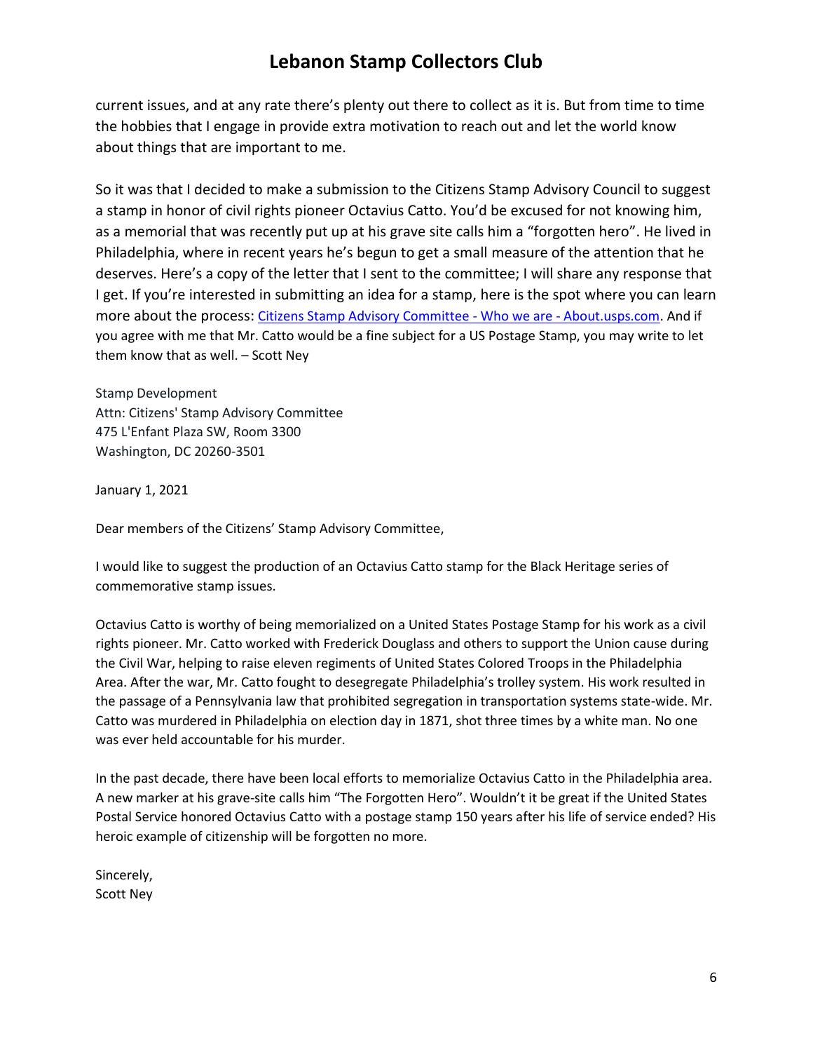current issues, and at any rate there's plenty out there to collect as it is. But from time to time the hobbies that I engage in provide extra motivation to reach out and let the world know about things that are important to me.

So it was that I decided to make a submission to the Citizens Stamp Advisory Council to suggest a stamp in honor of civil rights pioneer Octavius Catto. You'd be excused for not knowing him, as a memorial that was recently put up at his grave site calls him a "forgotten hero". He lived in Philadelphia, where in recent years he's begun to get a small measure of the attention that he deserves. Here's a copy of the letter that I sent to the committee; I will share any response that I get. If you're interested in submitting an idea for a stamp, here is the spot where you can learn more about the process: Citizens Stamp Advisory Committee - Who we are - About.usps.com. And if you agree with me that Mr. Catto would be a fine subject for a US Postage Stamp, you may write to let them know that as well. – Scott Ney

Stamp Development
Attn: Citizens' Stamp Advisory Committee
475 L'Enfant Plaza SW, Room 3300
Washington, DC 20260-3501

January 1, 2021

Dear members of the Citizens' Stamp Advisory Committee,

I would like to suggest the production of an Octavius Catto stamp for the Black Heritage series of commemorative stamp issues.

Octavius Catto is worthy of being memorialized on a United States Postage Stamp for his work as a civil rights pioneer. Mr. Catto worked with Frederick Douglass and others to support the Union cause during the Civil War, helping to raise eleven regiments of United States Colored Troops in the Philadelphia Area. After the war, Mr. Catto fought to desegregate Philadelphia's trolley system. His work resulted in the passage of a Pennsylvania law that prohibited segregation in transportation systems state-wide. Mr. Catto was murdered in Philadelphia on election day in 1871, shot three times by a white man. No one was ever held accountable for his murder.

In the past decade, there have been local efforts to memorialize Octavius Catto in the Philadelphia area. A new marker at his grave-site calls him "The Forgotten Hero". Wouldn't it be great if the United States Postal Service honored Octavius Catto with a postage stamp 150 years after his life of service ended? His heroic example of citizenship will be forgotten no more.

Sincerely,
Scott Ney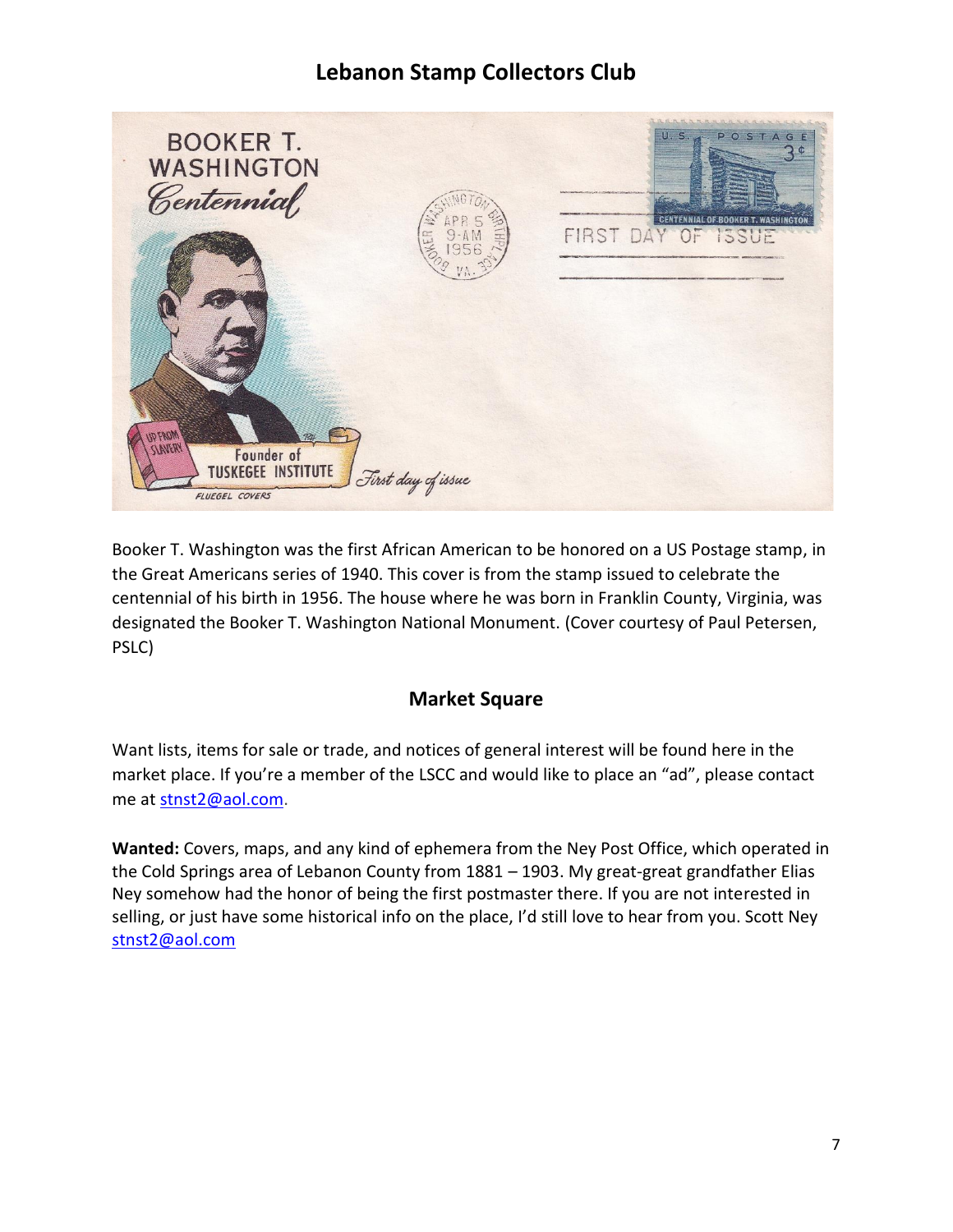# Lebanon Stamp Collectors Club

Booker T. Washington was the first African American to be honored on a US Postage stamp, in the Great Americans series of 1940. This cover is from the stamp issued to celebrate the centennial of his birth in 1956. The house where he was born in Franklin County, Virginia, was designated the Booker T. Washington National Monument. (Cover courtesy of Paul Petersen, PSLC)

## Market Square

Want lists, items for sale or trade, and notices of general interest will be found here in the market place. If you're a member of the LSCC and would like to place an "ad", please contact me at stnst2@aol.com.

**Wanted:** Covers, maps, and any kind of ephemera from the Ney Post Office, which operated in the Cold Springs area of Lebanon County from 1881 – 1903. My great-great grandfather Elias Ney somehow had the honor of being the first postmaster there. If you are not interested in selling, or just have some historical info on the place, I'd still love to hear from you. Scott Ney stnst2@aol.com